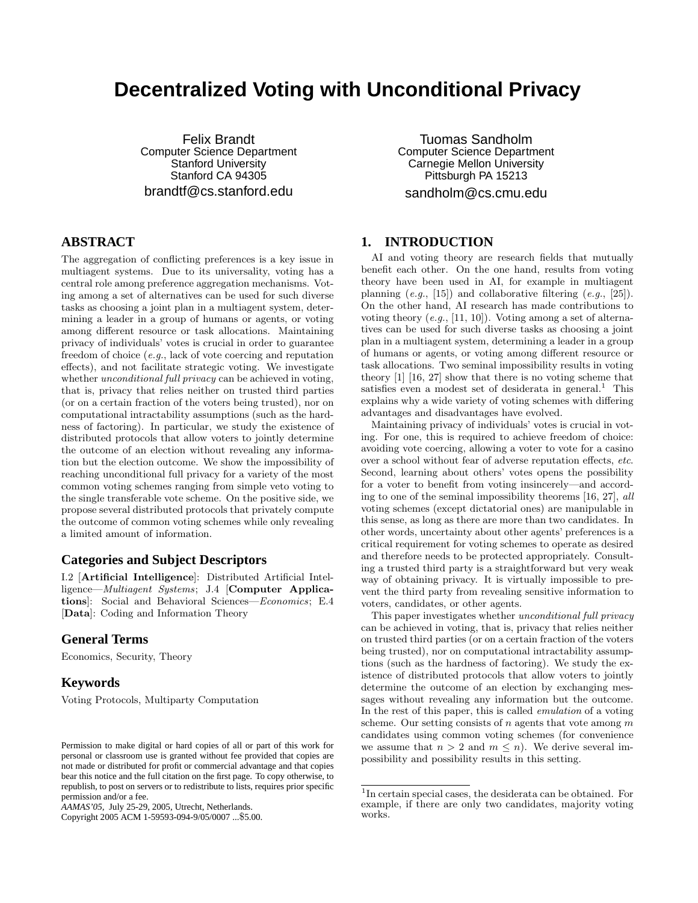# Decentralized Voting with Unconditional Privacy

Felix Brandt
Computer Science Department
Stanford University
Stanford CA 94305
brandtf@cs.stanford.edu

Tuomas Sandholm
Computer Science Department
Carnegie Mellon University
Pittsburgh PA 15213
sandholm@cs.cmu.edu

## ABSTRACT

The aggregation of conflicting preferences is a key issue in multiagent systems. Due to its universality, voting has a central role among preference aggregation mechanisms. Voting among a set of alternatives can be used for such diverse tasks as choosing a joint plan in a multiagent system, determining a leader in a group of humans or agents, or voting among different resource or task allocations. Maintaining privacy of individuals' votes is crucial in order to guarantee freedom of choice (*e.g.*, lack of vote coercing and reputation effects), and not facilitate strategic voting. We investigate whether *unconditional full privacy* can be achieved in voting, that is, privacy that relies neither on trusted third parties (or on a certain fraction of the voters being trusted), nor on computational intractability assumptions (such as the hardness of factoring). In particular, we study the existence of distributed protocols that allow voters to jointly determine the outcome of an election without revealing any information but the election outcome. We show the impossibility of reaching unconditional full privacy for a variety of the most common voting schemes ranging from simple veto voting to the single transferable vote scheme. On the positive side, we propose several distributed protocols that privately compute the outcome of common voting schemes while only revealing a limited amount of information.

### Categories and Subject Descriptors

I.2 [**Artificial Intelligence**]: Distributed Artificial Intelligence—*Multiagent Systems*; J.4 [**Computer Applications**]: Social and Behavioral Sciences—*Economics*; E.4 [**Data**]: Coding and Information Theory

### General Terms

Economics, Security, Theory

### Keywords

Voting Protocols, Multiparty Computation

Permission to make digital or hard copies of all or part of this work for personal or classroom use is granted without fee provided that copies are not made or distributed for profit or commercial advantage and that copies bear this notice and the full citation on the first page. To copy otherwise, to republish, to post on servers or to redistribute to lists, requires prior specific permission and/or a fee.
*AAMAS'05*, July 25-29, 2005, Utrecht, Netherlands.
Copyright 2005 ACM 1-59593-094-9/05/0007 ...$5.00.

## 1. INTRODUCTION

AI and voting theory are research fields that mutually benefit each other. On the one hand, results from voting theory have been used in AI, for example in multiagent planning (*e.g.*, [15]) and collaborative filtering (*e.g.*, [25]). On the other hand, AI research has made contributions to voting theory (*e.g.*, [11, 10]). Voting among a set of alternatives can be used for such diverse tasks as choosing a joint plan in a multiagent system, determining a leader in a group of humans or agents, or voting among different resource or task allocations. Two seminal impossibility results in voting theory [1] [16, 27] show that there is no voting scheme that satisfies even a modest set of desiderata in general.[1] This explains why a wide variety of voting schemes with differing advantages and disadvantages have evolved.

Maintaining privacy of individuals' votes is crucial in voting. For one, this is required to achieve freedom of choice: avoiding vote coercing, allowing a voter to vote for a casino over a school without fear of adverse reputation effects, *etc.* Second, learning about others' votes opens the possibility for a voter to benefit from voting insincerely—and according to one of the seminal impossibility theorems [16, 27], *all* voting schemes (except dictatorial ones) are manipulable in this sense, as long as there are more than two candidates. In other words, uncertainty about other agents' preferences is a critical requirement for voting schemes to operate as desired and therefore needs to be protected appropriately. Consulting a trusted third party is a straightforward but very weak way of obtaining privacy. It is virtually impossible to prevent the third party from revealing sensitive information to voters, candidates, or other agents.

This paper investigates whether *unconditional full privacy* can be achieved in voting, that is, privacy that relies neither on trusted third parties (or on a certain fraction of the voters being trusted), nor on computational intractability assumptions (such as the hardness of factoring). We study the existence of distributed protocols that allow voters to jointly determine the outcome of an election by exchanging messages without revealing any information but the outcome. In the rest of this paper, this is called *emulation* of a voting scheme. Our setting consists of $n$ agents that vote among $m$ candidates using common voting schemes (for convenience we assume that $n > 2$ and $m \leq n$). We derive several impossibility and possibility results in this setting.

[1] In certain special cases, the desiderata can be obtained. For example, if there are only two candidates, majority voting works.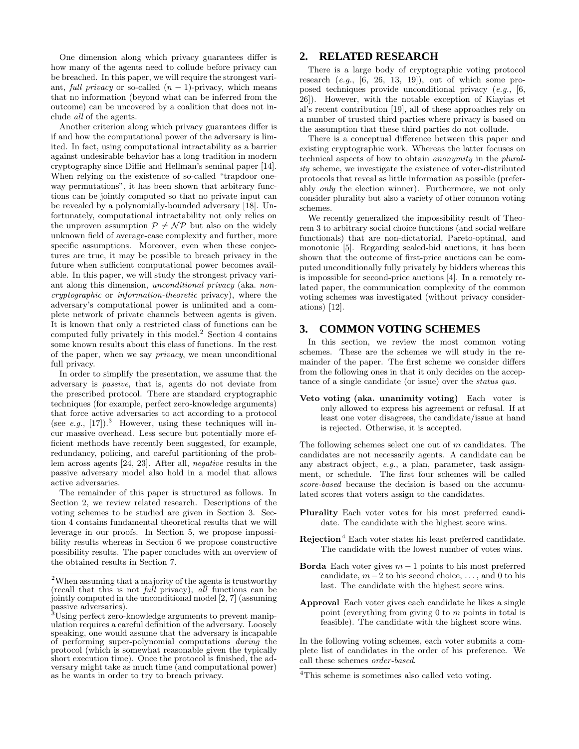One dimension along which privacy guarantees differ is how many of the agents need to collude before privacy can be breached. In this paper, we will require the strongest variant, *full privacy* or so-called $(n-1)$-privacy, which means that no information (beyond what can be inferred from the outcome) can be uncovered by a coalition that does not include *all* of the agents.

Another criterion along which privacy guarantees differ is if and how the computational power of the adversary is limited. In fact, using computational intractability as a barrier against undesirable behavior has a long tradition in modern cryptography since Diffie and Hellman's seminal paper [14]. When relying on the existence of so-called "trapdoor one-way permutations", it has been shown that arbitrary functions can be jointly computed so that no private input can be revealed by a polynomially-bounded adversary [18]. Unfortunately, computational intractability not only relies on the unproven assumption $\mathcal{P} \neq \mathcal{NP}$ but also on the widely unknown field of average-case complexity and further, more specific assumptions. Moreover, even when these conjectures are true, it may be possible to breach privacy in the future when sufficient computational power becomes available. In this paper, we will study the strongest privacy variant along this dimension, *unconditional privacy* (aka. *non-cryptographic* or *information-theoretic* privacy), where the adversary's computational power is unlimited and a complete network of private channels between agents is given. It is known that only a restricted class of functions can be computed fully privately in this model.[2] Section 4 contains some known results about this class of functions. In the rest of the paper, when we say *privacy*, we mean unconditional full privacy.

In order to simplify the presentation, we assume that the adversary is *passive*, that is, agents do not deviate from the prescribed protocol. There are standard cryptographic techniques (for example, perfect zero-knowledge arguments) that force active adversaries to act according to a protocol (see *e.g.*, [17]).[3] However, using these techniques will incur massive overhead. Less secure but potentially more efficient methods have recently been suggested, for example, redundancy, policing, and careful partitioning of the problem across agents [24, 23]. After all, *negative* results in the passive adversary model also hold in a model that allows active adversaries.

The remainder of this paper is structured as follows. In Section 2, we review related research. Descriptions of the voting schemes to be studied are given in Section 3. Section 4 contains fundamental theoretical results that we will leverage in our proofs. In Section 5, we propose impossibility results whereas in Section 6 we propose constructive possibility results. The paper concludes with an overview of the obtained results in Section 7.

[2] When assuming that a majority of the agents is trustworthy (recall that this is not *full* privacy), *all* functions can be jointly computed in the unconditional model [2, 7] (assuming passive adversaries).

[3] Using perfect zero-knowledge arguments to prevent manipulation requires a careful definition of the adversary. Loosely speaking, one would assume that the adversary is incapable of performing super-polynomial computations *during* the protocol (which is somewhat reasonable given the typically short execution time). Once the protocol is finished, the adversary might take as much time (and computational power) as he wants in order to try to breach privacy.

## 2. RELATED RESEARCH

There is a large body of cryptographic voting protocol research (*e.g.*, [6, 26, 13, 19]), out of which some proposed techniques provide unconditional privacy (*e.g.*, [6, 26]). However, with the notable exception of Kiayias et al's recent contribution [19], all of these approaches rely on a number of trusted third parties where privacy is based on the assumption that these third parties do not collude.

There is a conceptual difference between this paper and existing cryptographic work. Whereas the latter focuses on technical aspects of how to obtain *anonymity* in the *plurality* scheme, we investigate the existence of voter-distributed protocols that reveal as little information as possible (preferably *only* the election winner). Furthermore, we not only consider plurality but also a variety of other common voting schemes.

We recently generalized the impossibility result of Theorem 3 to arbitrary social choice functions (and social welfare functionals) that are non-dictatorial, Pareto-optimal, and monotonic [5]. Regarding sealed-bid auctions, it has been shown that the outcome of first-price auctions can be computed unconditionally fully privately by bidders whereas this is impossible for second-price auctions [4]. In a remotely related paper, the communication complexity of the common voting schemes was investigated (without privacy considerations) [12].

## 3. COMMON VOTING SCHEMES

In this section, we review the most common voting schemes. These are the schemes we will study in the remainder of the paper. The first scheme we consider differs from the following ones in that it only decides on the acceptance of a single candidate (or issue) over the *status quo*.

**Veto voting (aka. unanimity voting)** Each voter is only allowed to express his agreement or refusal. If at least one voter disagrees, the candidate/issue at hand is rejected. Otherwise, it is accepted.

The following schemes select one out of $m$ candidates. The candidates are not necessarily agents. A candidate can be any abstract object, *e.g.*, a plan, parameter, task assignment, or schedule. The first four schemes will be called *score-based* because the decision is based on the accumulated scores that voters assign to the candidates.

**Plurality** Each voter votes for his most preferred candidate. The candidate with the highest score wins.

**Rejection**[4] Each voter states his least preferred candidate. The candidate with the lowest number of votes wins.

**Borda** Each voter gives $m-1$ points to his most preferred candidate, $m-2$ to his second choice, ..., and 0 to his last. The candidate with the highest score wins.

**Approval** Each voter gives each candidate he likes a single point (everything from giving 0 to $m$ points in total is feasible). The candidate with the highest score wins.

In the following voting schemes, each voter submits a complete list of candidates in the order of his preference. We call these schemes *order-based*.

[4] This scheme is sometimes also called veto voting.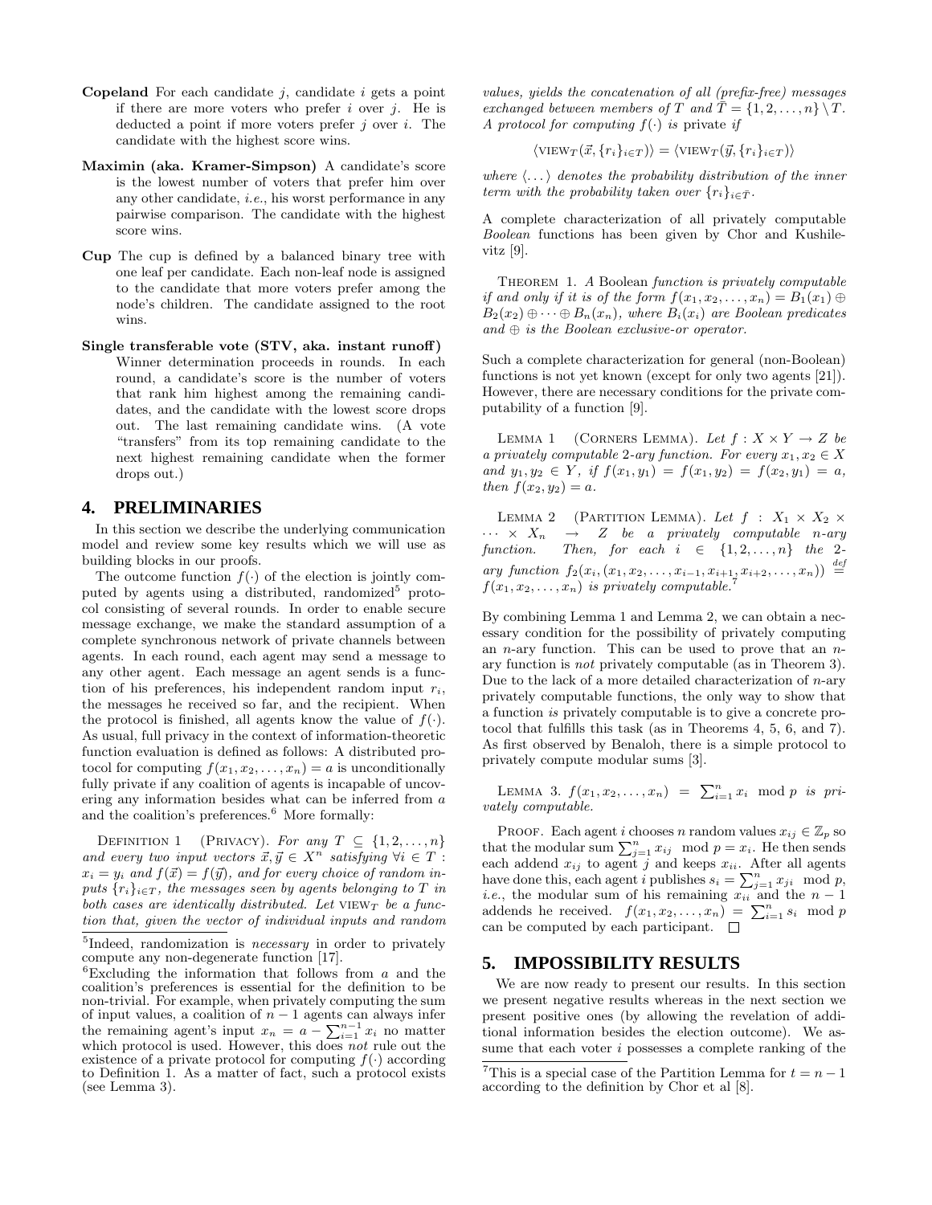**Copeland** For each candidate $j$, candidate $i$ gets a point if there are more voters who prefer $i$ over $j$. He is deducted a point if more voters prefer $j$ over $i$. The candidate with the highest score wins.

**Maximin (aka. Kramer-Simpson)** A candidate's score is the lowest number of voters that prefer him over any other candidate, *i.e.*, his worst performance in any pairwise comparison. The candidate with the highest score wins.

**Cup** The cup is defined by a balanced binary tree with one leaf per candidate. Each non-leaf node is assigned to the candidate that more voters prefer among the node's children. The candidate assigned to the root wins.

**Single transferable vote (STV, aka. instant runoff)** Winner determination proceeds in rounds. In each round, a candidate's score is the number of voters that rank him highest among the remaining candidates, and the candidate with the lowest score drops out. The last remaining candidate wins. (A vote "transfers" from its top remaining candidate to the next highest remaining candidate when the former drops out.)

## 4. PRELIMINARIES

In this section we describe the underlying communication model and review some key results which we will use as building blocks in our proofs.

The outcome function $f(\cdot)$ of the election is jointly computed by agents using a distributed, randomized[5] protocol consisting of several rounds. In order to enable secure message exchange, we make the standard assumption of a complete synchronous network of private channels between agents. In each round, each agent may send a message to any other agent. Each message an agent sends is a function of his preferences, his independent random input $r_i$, the messages he received so far, and the recipient. When the protocol is finished, all agents know the value of $f(\cdot)$. As usual, full privacy in the context of information-theoretic function evaluation is defined as follows: A distributed protocol for computing $f(x_1, x_2, \ldots, x_n) = a$ is unconditionally fully private if any coalition of agents is incapable of uncovering any information besides what can be inferred from $a$ and the coalition's preferences.[6] More formally:

DEFINITION 1 (PRIVACY). *For any $T \subseteq \{1, 2, \ldots, n\}$ and every two input vectors $\vec{x}, \vec{y} \in X^n$ satisfying $\forall i \in T$ : $x_i = y_i$ and $f(\vec{x}) = f(\vec{y})$, and for every choice of random inputs $\{r_i\}_{i \in T}$, the messages seen by agents belonging to $T$ in both cases are identically distributed. Let $\text{VIEW}_T$ be a function that, given the vector of individual inputs and random values, yields the concatenation of all (prefix-free) messages exchanged between members of $T$ and $\bar{T} = \{1, 2, \ldots, n\} \setminus T$. A protocol for computing $f(\cdot)$ is* private *if*

$$\langle \text{VIEW}_T(\vec{x}, \{r_i\}_{i \in T}) \rangle = \langle \text{VIEW}_T(\vec{y}, \{r_i\}_{i \in T}) \rangle$$

*where $\langle \ldots \rangle$ denotes the probability distribution of the inner term with the probability taken over $\{r_i\}_{i \in \bar{T}}$.*

A complete characterization of all privately computable *Boolean* functions has been given by Chor and Kushilevitz [9].

THEOREM 1. *A* Boolean *function is privately computable if and only if it is of the form $f(x_1, x_2, \ldots, x_n) = B_1(x_1) \oplus B_2(x_2) \oplus \cdots \oplus B_n(x_n)$, where $B_i(x_i)$ are Boolean predicates and $\oplus$ is the Boolean exclusive-or operator.*

Such a complete characterization for general (non-Boolean) functions is not yet known (except for only two agents [21]). However, there are necessary conditions for the private computability of a function [9].

LEMMA 1 (CORNERS LEMMA). *Let $f : X \times Y \to Z$ be a privately computable 2-ary function. For every $x_1, x_2 \in X$ and $y_1, y_2 \in Y$, if $f(x_1, y_1) = f(x_1, y_2) = f(x_2, y_1) = a$, then $f(x_2, y_2) = a$.*

LEMMA 2 (PARTITION LEMMA). *Let $f : X_1 \times X_2 \times \cdots \times X_n \to Z$ be a privately computable $n$-ary function. Then, for each $i \in \{1, 2, \ldots, n\}$ the 2-ary function $f_2(x_i, (x_1, x_2, \ldots, x_{i-1}, x_{i+1}, x_{i+2}, \ldots, x_n)) \stackrel{def}{=} f(x_1, x_2, \ldots, x_n)$ is privately computable.*[7]

By combining Lemma 1 and Lemma 2, we can obtain a necessary condition for the possibility of privately computing an $n$-ary function. This can be used to prove that an $n$-ary function is *not* privately computable (as in Theorem 3). Due to the lack of a more detailed characterization of $n$-ary privately computable functions, the only way to show that a function *is* privately computable is to give a concrete protocol that fulfills this task (as in Theorems 4, 5, 6, and 7). As first observed by Benaloh, there is a simple protocol to privately compute modular sums [3].

LEMMA 3. *$f(x_1, x_2, \ldots, x_n) = \sum_{i=1}^{n} x_i \mod p$ is privately computable.*

PROOF. Each agent $i$ chooses $n$ random values $x_{ij} \in \mathbb{Z}_p$ so that the modular sum $\sum_{j=1}^{n} x_{ij} \mod p = x_i$. He then sends each addend $x_{ij}$ to agent $j$ and keeps $x_{ii}$. After all agents have done this, each agent $i$ publishes $s_i = \sum_{j=1}^{n} x_{ji} \mod p$, *i.e.*, the modular sum of his remaining $x_{ii}$ and the $n-1$ addends he received. $f(x_1, x_2, \ldots, x_n) = \sum_{i=1}^{n} s_i \mod p$ can be computed by each participant. $\square$

## 5. IMPOSSIBILITY RESULTS

We are now ready to present our results. In this section we present negative results whereas in the next section we present positive ones (by allowing the revelation of additional information besides the election outcome). We assume that each voter $i$ possesses a complete ranking of the

---

[5] Indeed, randomization is *necessary* in order to privately compute any non-degenerate function [17].

[6] Excluding the information that follows from $a$ and the coalition's preferences is essential for the definition to be non-trivial. For example, when privately computing the sum of input values, a coalition of $n-1$ agents can always infer the remaining agent's input $x_n = a - \sum_{i=1}^{n-1} x_i$ no matter which protocol is used. However, this does *not* rule out the existence of a private protocol for computing $f(\cdot)$ according to Definition 1. As a matter of fact, such a protocol exists (see Lemma 3).

[7] This is a special case of the Partition Lemma for $t = n-1$ according to the definition by Chor et al [8].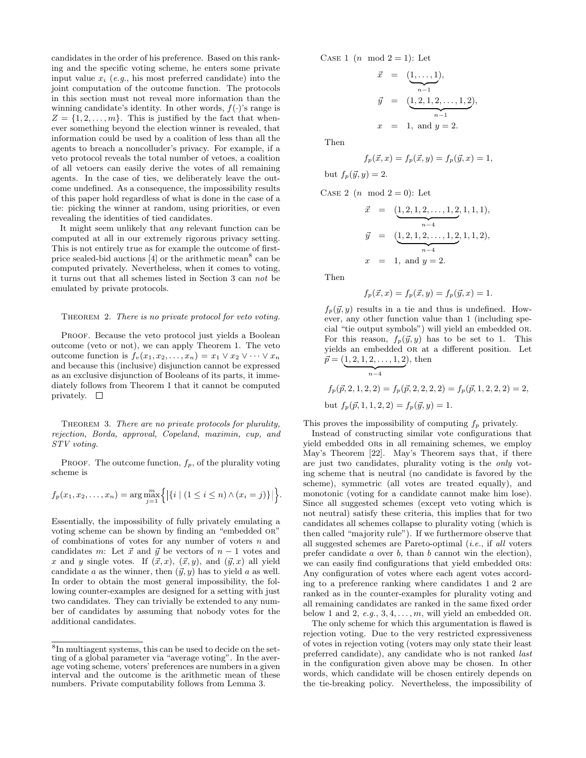candidates in the order of his preference. Based on this ranking and the specific voting scheme, he enters some private input value $x_i$ (*e.g.*, his most preferred candidate) into the joint computation of the outcome function. The protocols in this section must not reveal more information than the winning candidate's identity. In other words, $f(\cdot)$'s range is $Z = \{1, 2, \ldots, m\}$. This is justified by the fact that whenever something beyond the election winner is revealed, that information could be used by a coalition of less than all the agents to breach a noncolluder's privacy. For example, if a veto protocol reveals the total number of vetoes, a coalition of all vetoers can easily derive the votes of all remaining agents. In the case of ties, we deliberately leave the outcome undefined. As a consequence, the impossibility results of this paper hold regardless of what is done in the case of a tie: picking the winner at random, using priorities, or even revealing the identities of tied candidates.

It might seem unlikely that *any* relevant function can be computed at all in our extremely rigorous privacy setting. This is not entirely true as for example the outcome of first-price sealed-bid auctions [4] or the arithmetic mean[8] can be computed privately. Nevertheless, when it comes to voting, it turns out that all schemes listed in Section 3 can *not* be emulated by private protocols.

Theorem 2. *There is no private protocol for veto voting.*

Proof. Because the veto protocol just yields a Boolean outcome (veto or not), we can apply Theorem 1. The veto outcome function is $f_v(x_1, x_2, \ldots, x_n) = x_1 \vee x_2 \vee \cdots \vee x_n$ and because this (inclusive) disjunction cannot be expressed as an exclusive disjunction of Booleans of its parts, it immediately follows from Theorem 1 that it cannot be computed privately. □

Theorem 3. *There are no private protocols for plurality, rejection, Borda, approval, Copeland, maximin, cup, and STV voting.*

Proof. The outcome function, $f_p$, of the plurality voting scheme is

$$f_p(x_1, x_2, \ldots, x_n) = \arg\max_{j=1}^{m}\Big\{\big|\{i \mid (1 \le i \le n) \wedge (x_i = j)\}\big|\Big\}.$$

Essentially, the impossibility of fully privately emulating a voting scheme can be shown by finding an "embedded OR" of combinations of votes for any number of voters $n$ and candidates $m$: Let $\vec{x}$ and $\vec{y}$ be vectors of $n-1$ votes and $x$ and $y$ single votes. If $(\vec{x}, x)$, $(\vec{x}, y)$, and $(\vec{y}, x)$ all yield candidate $a$ as the winner, then $(\vec{y}, y)$ has to yield $a$ as well. In order to obtain the most general impossibility, the following counter-examples are designed for a setting with just two candidates. They can trivially be extended to any number of candidates by assuming that nobody votes for the additional candidates.

Case 1 ($n \mod 2 = 1$): Let

$$\begin{aligned} \vec{x} &= (\underbrace{1, \ldots, 1}_{n-1}), \\ \vec{y} &= (\underbrace{1, 2, 1, 2, \ldots, 1, 2}_{n-1}), \\ x &= 1, \text{ and } y = 2. \end{aligned}$$

Then

$$f_p(\vec{x}, x) = f_p(\vec{x}, y) = f_p(\vec{y}, x) = 1,$$

but $f_p(\vec{y}, y) = 2$.

Case 2 ($n \mod 2 = 0$): Let

$$\begin{aligned} \vec{x} &= (\underbrace{1, 2, 1, 2, \ldots, 1, 2}_{n-4}, 1, 1, 1), \\ \vec{y} &= (\underbrace{1, 2, 1, 2, \ldots, 1, 2}_{n-4}, 1, 1, 2), \\ x &= 1, \text{ and } y = 2. \end{aligned}$$

Then

$$f_p(\vec{x}, x) = f_p(\vec{x}, y) = f_p(\vec{y}, x) = 1.$$

$f_p(\vec{y}, y)$ results in a tie and thus is undefined. However, any other function value than 1 (including special "tie output symbols") will yield an embedded OR. For this reason, $f_p(\vec{y}, y)$ has to be set to 1. This yields an embedded OR at a different position. Let $\vec{p} = (\underbrace{1, 2, 1, 2, \ldots, 1, 2}_{n-4})$, then

$$f_p(\vec{p}, 2, 1, 2, 2) = f_p(\vec{p}, 2, 2, 2, 2) = f_p(\vec{p}, 1, 2, 2, 2) = 2,$$

but $f_p(\vec{p}, 1, 1, 2, 2) = f_p(\vec{y}, y) = 1.$

This proves the impossibility of computing $f_p$ privately.

Instead of constructing similar vote configurations that yield embedded ORs in all remaining schemes, we employ May's Theorem [22]. May's Theorem says that, if there are just two candidates, plurality voting is the *only* voting scheme that is neutral (no candidate is favored by the scheme), symmetric (all votes are treated equally), and monotonic (voting for a candidate cannot make him lose). Since all suggested schemes (except veto voting which is not neutral) satisfy these criteria, this implies that for two candidates all schemes collapse to plurality voting (which is then called "majority rule"). If we furthermore observe that all suggested schemes are Pareto-optimal (*i.e.*, if *all* voters prefer candidate $a$ over $b$, than $b$ cannot win the election), we can easily find configurations that yield embedded ORs: Any configuration of votes where each agent votes according to a preference ranking where candidates 1 and 2 are ranked as in the counter-examples for plurality voting and all remaining candidates are ranked in the same fixed order below 1 and 2, *e.g.*, $3, 4, \ldots, m$, will yield an embedded OR.

The only scheme for which this argumentation is flawed is rejection voting. Due to the very restricted expressiveness of votes in rejection voting (voters may only state their least preferred candidate), any candidate who is not ranked *last* in the configuration given above may be chosen. In other words, which candidate will be chosen entirely depends on the tie-breaking policy. Nevertheless, the impossibility of

[8] In multiagent systems, this can be used to decide on the setting of a global parameter via "average voting". In the average voting scheme, voters' preferences are numbers in a given interval and the outcome is the arithmetic mean of these numbers. Private computability follows from Lemma 3.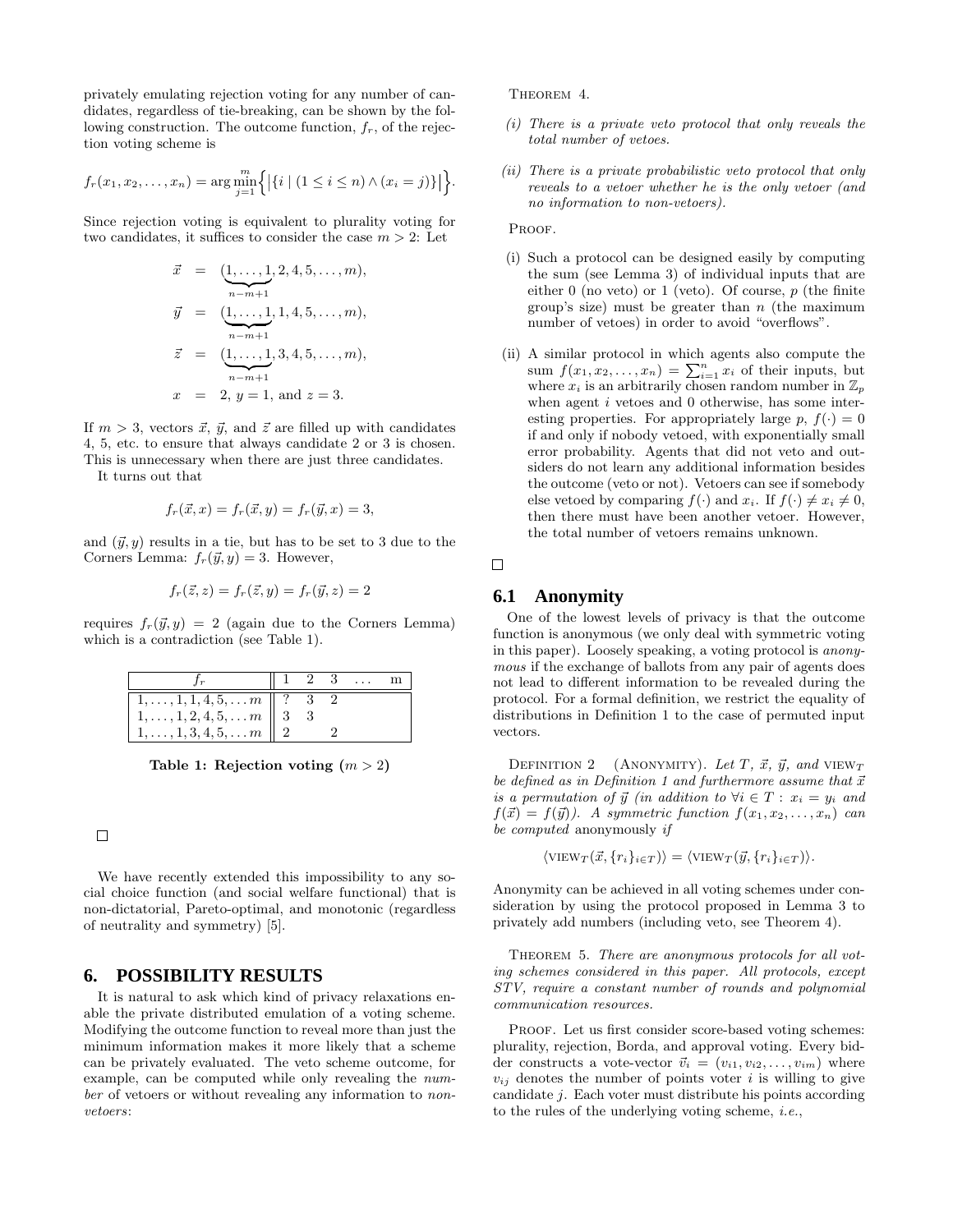privately emulating rejection voting for any number of candidates, regardless of tie-breaking, can be shown by the following construction. The outcome function, $f_r$, of the rejection voting scheme is

$$f_r(x_1, x_2, \ldots, x_n) = \arg\min_{j=1}^{m} \Big\{ \big| \{ i \mid (1 \le i \le n) \wedge (x_i = j) \} \big| \Big\}.$$

Since rejection voting is equivalent to plurality voting for two candidates, it suffices to consider the case $m > 2$: Let

$$\begin{aligned}
\vec{x} &= (\underbrace{1, \ldots, 1}_{n-m+1}, 2, 4, 5, \ldots, m), \\
\vec{y} &= (\underbrace{1, \ldots, 1}_{n-m+1}, 1, 4, 5, \ldots, m), \\
\vec{z} &= (\underbrace{1, \ldots, 1}_{n-m+1}, 3, 4, 5, \ldots, m), \\
x &= 2,\ y = 1, \text{ and } z = 3.
\end{aligned}$$

If $m > 3$, vectors $\vec{x}$, $\vec{y}$, and $\vec{z}$ are filled up with candidates 4, 5, etc. to ensure that always candidate 2 or 3 is chosen. This is unnecessary when there are just three candidates.

It turns out that

$$f_r(\vec{x}, x) = f_r(\vec{x}, y) = f_r(\vec{y}, x) = 3,$$

and $(\vec{y}, y)$ results in a tie, but has to be set to 3 due to the Corners Lemma: $f_r(\vec{y}, y) = 3$. However,

$$f_r(\vec{z}, z) = f_r(\vec{z}, y) = f_r(\vec{y}, z) = 2$$

requires $f_r(\vec{y}, y) = 2$ (again due to the Corners Lemma) which is a contradiction (see Table 1).

| $f_r$ | 1 | 2 | 3 | … | m |
|---|---|---|---|---|---|
| $1, \ldots, 1, 1, 4, 5, \ldots m$ | ? | 3 | 2 | | |
| $1, \ldots, 1, 2, 4, 5, \ldots m$ | 3 | 3 | | | |
| $1, \ldots, 1, 3, 4, 5, \ldots m$ | 2 | | 2 | | |

**Table 1: Rejection voting ($m > 2$)**

□

We have recently extended this impossibility to any social choice function (and social welfare functional) that is non-dictatorial, Pareto-optimal, and monotonic (regardless of neutrality and symmetry) [5].

## 6. POSSIBILITY RESULTS

It is natural to ask which kind of privacy relaxations enable the private distributed emulation of a voting scheme. Modifying the outcome function to reveal more than just the minimum information makes it more likely that a scheme can be privately evaluated. The veto scheme outcome, for example, can be computed while only revealing the *number* of vetoers or without revealing any information to *non-vetoers*:

Theorem 4.

*(i) There is a private veto protocol that only reveals the total number of vetoes.*

*(ii) There is a private probabilistic veto protocol that only reveals to a vetoer whether he is the only vetoer (and no information to non-vetoers).*

Proof.

(i) Such a protocol can be designed easily by computing the sum (see Lemma 3) of individual inputs that are either 0 (no veto) or 1 (veto). Of course, $p$ (the finite group's size) must be greater than $n$ (the maximum number of vetoes) in order to avoid "overflows".

(ii) A similar protocol in which agents also compute the sum $f(x_1, x_2, \ldots, x_n) = \sum_{i=1}^{n} x_i$ of their inputs, but where $x_i$ is an arbitrarily chosen random number in $\mathbb{Z}_p$ when agent $i$ vetoes and 0 otherwise, has some interesting properties. For appropriately large $p$, $f(\cdot) = 0$ if and only if nobody vetoed, with exponentially small error probability. Agents that did not veto and outsiders do not learn any additional information besides the outcome (veto or not). Vetoers can see if somebody else vetoed by comparing $f(\cdot)$ and $x_i$. If $f(\cdot) \neq x_i \neq 0$, then there must have been another vetoer. However, the total number of vetoers remains unknown.

□

### 6.1 Anonymity

One of the lowest levels of privacy is that the outcome function is anonymous (we only deal with symmetric voting in this paper). Loosely speaking, a voting protocol is *anonymous* if the exchange of ballots from any pair of agents does not lead to different information to be revealed during the protocol. For a formal definition, we restrict the equality of distributions in Definition 1 to the case of permuted input vectors.

Definition 2 (Anonymity). *Let $T$, $\vec{x}$, $\vec{y}$, and $\text{VIEW}_T$ be defined as in Definition 1 and furthermore assume that $\vec{x}$ is a permutation of $\vec{y}$ (in addition to $\forall i \in T: x_i = y_i$ and $f(\vec{x}) = f(\vec{y})$). A symmetric function $f(x_1, x_2, \ldots, x_n)$ can be computed* anonymously *if*

$$\langle \text{VIEW}_T(\vec{x}, \{r_i\}_{i \in T}) \rangle = \langle \text{VIEW}_T(\vec{y}, \{r_i\}_{i \in T}) \rangle.$$

Anonymity can be achieved in all voting schemes under consideration by using the protocol proposed in Lemma 3 to privately add numbers (including veto, see Theorem 4).

Theorem 5. *There are anonymous protocols for all voting schemes considered in this paper. All protocols, except STV, require a constant number of rounds and polynomial communication resources.*

Proof. Let us first consider score-based voting schemes: plurality, rejection, Borda, and approval voting. Every bidder constructs a vote-vector $\vec{v}_i = (v_{i1}, v_{i2}, \ldots, v_{im})$ where $v_{ij}$ denotes the number of points voter $i$ is willing to give candidate $j$. Each voter must distribute his points according to the rules of the underlying voting scheme, *i.e.*,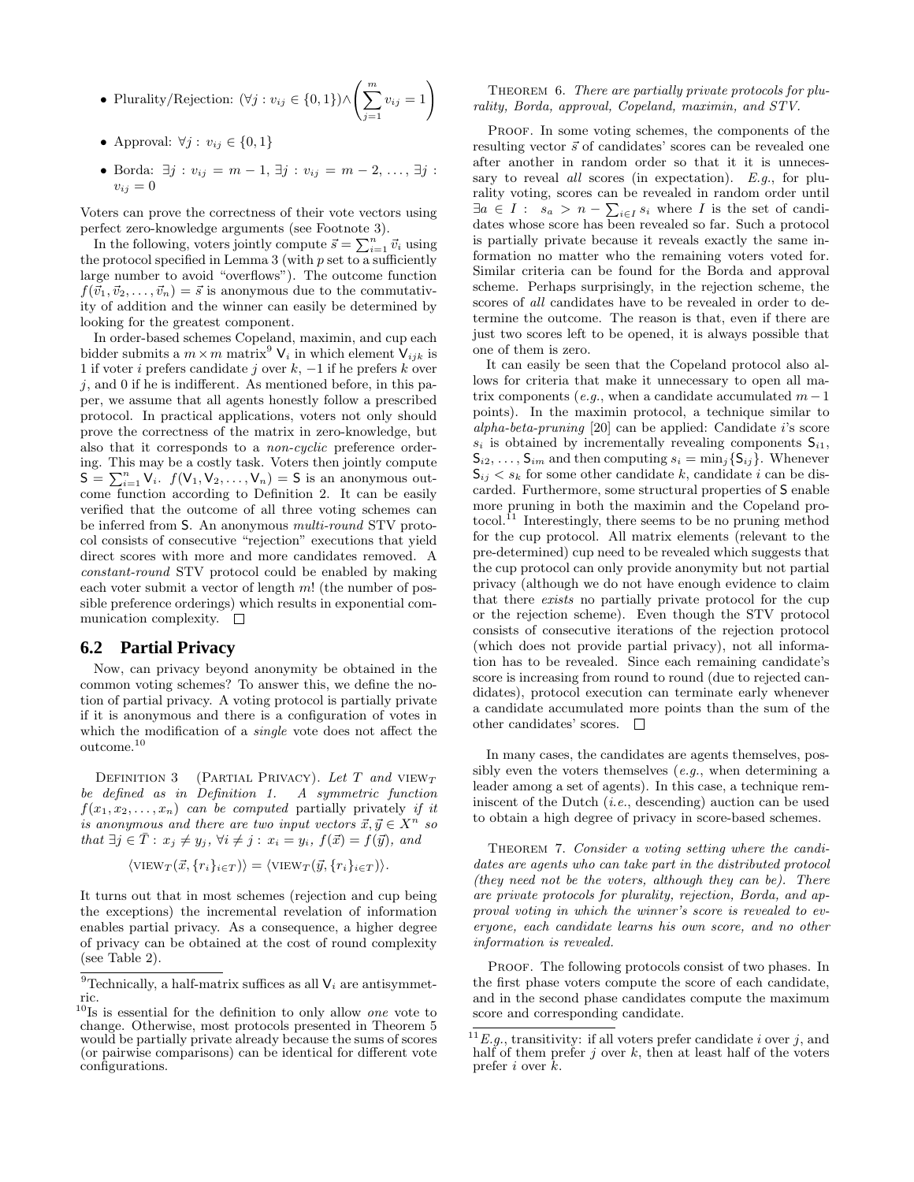- Plurality/Rejection: $(\forall j: v_{ij} \in \{0,1\}) \wedge \left(\sum_{j=1}^{m} v_{ij} = 1\right)$
- Approval: $\forall j: v_{ij} \in \{0,1\}$
- Borda: $\exists j: v_{ij} = m-1$, $\exists j: v_{ij} = m-2, \ldots, \exists j: v_{ij} = 0$

Voters can prove the correctness of their vote vectors using perfect zero-knowledge arguments (see Footnote 3).

In the following, voters jointly compute $\vec{s} = \sum_{i=1}^{n} \vec{v}_i$ using the protocol specified in Lemma 3 (with $p$ set to a sufficiently large number to avoid "overflows"). The outcome function $f(\vec{v}_1, \vec{v}_2, \ldots, \vec{v}_n) = \vec{s}$ is anonymous due to the commutativity of addition and the winner can easily be determined by looking for the greatest component.

In order-based schemes Copeland, maximin, and cup each bidder submits a $m \times m$ matrix[9] $\mathsf{V}_i$ in which element $\mathsf{V}_{ijk}$ is 1 if voter $i$ prefers candidate $j$ over $k$, $-1$ if he prefers $k$ over $j$, and 0 if he is indifferent. As mentioned before, in this paper, we assume that all agents honestly follow a prescribed protocol. In practical applications, voters not only should prove the correctness of the matrix in zero-knowledge, but also that it corresponds to a *non-cyclic* preference ordering. This may be a costly task. Voters then jointly compute $\mathsf{S} = \sum_{i=1}^{n} \mathsf{V}_i$. $f(\mathsf{V}_1, \mathsf{V}_2, \ldots, \mathsf{V}_n) = \mathsf{S}$ is an anonymous outcome function according to Definition 2. It can be easily verified that the outcome of all three voting schemes can be inferred from $\mathsf{S}$. An anonymous *multi-round* STV protocol consists of consecutive "rejection" executions that yield direct scores with more and more candidates removed. A *constant-round* STV protocol could be enabled by making each voter submit a vector of length $m!$ (the number of possible preference orderings) which results in exponential communication complexity. □

## 6.2 Partial Privacy

Now, can privacy beyond anonymity be obtained in the common voting schemes? To answer this, we define the notion of partial privacy. A voting protocol is partially private if it is anonymous and there is a configuration of votes in which the modification of a *single* vote does not affect the outcome.[10]

Definition 3 (Partial Privacy). *Let $T$ and $\text{VIEW}_T$ be defined as in Definition 1. A symmetric function $f(x_1, x_2, \ldots, x_n)$ can be computed* partially privately *if it is anonymous and there are two input vectors $\vec{x}, \vec{y} \in X^n$ so that $\exists j \in \bar{T}: x_j \neq y_j$, $\forall i \neq j: x_i = y_i$, $f(\vec{x}) = f(\vec{y})$, and*

$$\langle \text{VIEW}_T(\vec{x}, \{r_i\}_{i \in T}) \rangle = \langle \text{VIEW}_T(\vec{y}, \{r_i\}_{i \in T}) \rangle.$$

It turns out that in most schemes (rejection and cup being the exceptions) the incremental revelation of information enables partial privacy. As a consequence, a higher degree of privacy can be obtained at the cost of round complexity (see Table 2).

[9] Technically, a half-matrix suffices as all $\mathsf{V}_i$ are antisymmetric.

[10] Is is essential for the definition to only allow *one* vote to change. Otherwise, most protocols presented in Theorem 5 would be partially private already because the sums of scores (or pairwise comparisons) can be identical for different vote configurations.

Theorem 6. *There are partially private protocols for plurality, Borda, approval, Copeland, maximin, and STV.*

Proof. In some voting schemes, the components of the resulting vector $\vec{s}$ of candidates' scores can be revealed one after another in random order so that it it is unnecessary to reveal *all* scores (in expectation). *E.g.*, for plurality voting, scores can be revealed in random order until $\exists a \in I: \; s_a > n - \sum_{i \in I} s_i$ where $I$ is the set of candidates whose score has been revealed so far. Such a protocol is partially private because it reveals exactly the same information no matter who the remaining voters voted for. Similar criteria can be found for the Borda and approval scheme. Perhaps surprisingly, in the rejection scheme, the scores of *all* candidates have to be revealed in order to determine the outcome. The reason is that, even if there are just two scores left to be opened, it is always possible that one of them is zero.

It can easily be seen that the Copeland protocol also allows for criteria that make it unnecessary to open all matrix components (*e.g.*, when a candidate accumulated $m-1$ points). In the maximin protocol, a technique similar to *alpha-beta-pruning* [20] can be applied: Candidate $i$'s score $s_i$ is obtained by incrementally revealing components $\mathsf{S}_{i1}$, $\mathsf{S}_{i2}, \ldots, \mathsf{S}_{im}$ and then computing $s_i = \min_j \{\mathsf{S}_{ij}\}$. Whenever $\mathsf{S}_{ij} < s_k$ for some other candidate $k$, candidate $i$ can be discarded. Furthermore, some structural properties of $\mathsf{S}$ enable more pruning in both the maximin and the Copeland protocol.[11] Interestingly, there seems to be no pruning method for the cup protocol. All matrix elements (relevant to the pre-determined) cup need to be revealed which suggests that the cup protocol can only provide anonymity but not partial privacy (although we do not have enough evidence to claim that there *exists* no partially private protocol for the cup or the rejection scheme). Even though the STV protocol consists of consecutive iterations of the rejection protocol (which does not provide partial privacy), not all information has to be revealed. Since each remaining candidate's score is increasing from round to round (due to rejected candidates), protocol execution can terminate early whenever a candidate accumulated more points than the sum of the other candidates' scores. □

In many cases, the candidates are agents themselves, possibly even the voters themselves (*e.g.*, when determining a leader among a set of agents). In this case, a technique reminiscent of the Dutch (*i.e.*, descending) auction can be used to obtain a high degree of privacy in score-based schemes.

Theorem 7. *Consider a voting setting where the candidates are agents who can take part in the distributed protocol (they need not be the voters, although they can be). There are private protocols for plurality, rejection, Borda, and approval voting in which the winner's score is revealed to everyone, each candidate learns his own score, and no other information is revealed.*

Proof. The following protocols consist of two phases. In the first phase voters compute the score of each candidate, and in the second phase candidates compute the maximum score and corresponding candidate.

[11] *E.g.*, transitivity: if all voters prefer candidate $i$ over $j$, and half of them prefer $j$ over $k$, then at least half of the voters prefer $i$ over $k$.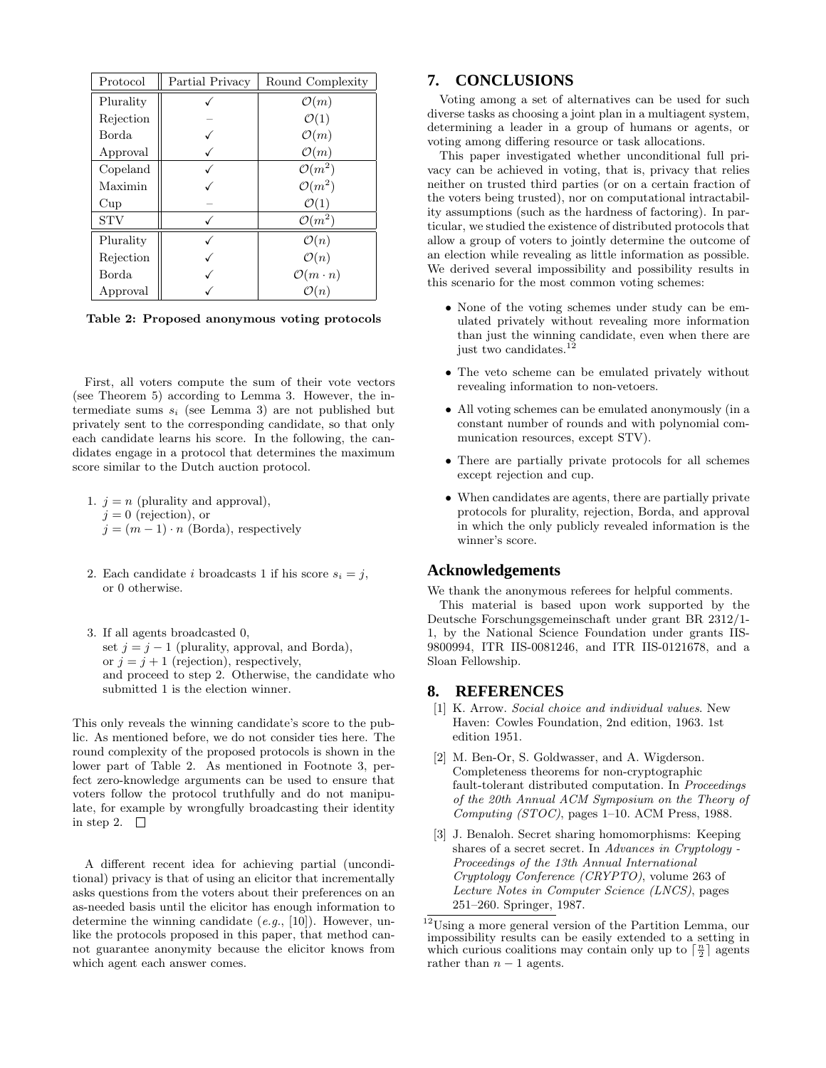| Protocol | Partial Privacy | Round Complexity |
| --- | --- | --- |
| Plurality | ✓ | $\mathcal{O}(m)$ |
| Rejection | – | $\mathcal{O}(1)$ |
| Borda | ✓ | $\mathcal{O}(m)$ |
| Approval | ✓ | $\mathcal{O}(m)$ |
| Copeland | ✓ | $\mathcal{O}(m^2)$ |
| Maximin | ✓ | $\mathcal{O}(m^2)$ |
| Cup | – | $\mathcal{O}(1)$ |
| STV | ✓ | $\mathcal{O}(m^2)$ |
| Plurality | ✓ | $\mathcal{O}(n)$ |
| Rejection | ✓ | $\mathcal{O}(n)$ |
| Borda | ✓ | $\mathcal{O}(m \cdot n)$ |
| Approval | ✓ | $\mathcal{O}(n)$ |

**Table 2: Proposed anonymous voting protocols**

First, all voters compute the sum of their vote vectors (see Theorem 5) according to Lemma 3. However, the intermediate sums $s_i$ (see Lemma 3) are not published but privately sent to the corresponding candidate, so that only each candidate learns his score. In the following, the candidates engage in a protocol that determines the maximum score similar to the Dutch auction protocol.

1. $j = n$ (plurality and approval),
   $j = 0$ (rejection), or
   $j = (m-1) \cdot n$ (Borda), respectively

2. Each candidate $i$ broadcasts 1 if his score $s_i = j$, or 0 otherwise.

3. If all agents broadcasted 0,
   set $j = j - 1$ (plurality, approval, and Borda),
   or $j = j + 1$ (rejection), respectively,
   and proceed to step 2. Otherwise, the candidate who submitted 1 is the election winner.

This only reveals the winning candidate's score to the public. As mentioned before, we do not consider ties here. The round complexity of the proposed protocols is shown in the lower part of Table 2. As mentioned in Footnote 3, perfect zero-knowledge arguments can be used to ensure that voters follow the protocol truthfully and do not manipulate, for example by wrongfully broadcasting their identity in step 2. □

A different recent idea for achieving partial (unconditional) privacy is that of using an elicitor that incrementally asks questions from the voters about their preferences on an as-needed basis until the elicitor has enough information to determine the winning candidate (*e.g.*, [10]). However, unlike the protocols proposed in this paper, that method cannot guarantee anonymity because the elicitor knows from which agent each answer comes.

# 7. CONCLUSIONS

Voting among a set of alternatives can be used for such diverse tasks as choosing a joint plan in a multiagent system, determining a leader in a group of humans or agents, or voting among differing resource or task allocations.

This paper investigated whether unconditional full privacy can be achieved in voting, that is, privacy that relies neither on trusted third parties (or on a certain fraction of the voters being trusted), nor on computational intractability assumptions (such as the hardness of factoring). In particular, we studied the existence of distributed protocols that allow a group of voters to jointly determine the outcome of an election while revealing as little information as possible. We derived several impossibility and possibility results in this scenario for the most common voting schemes:

- None of the voting schemes under study can be emulated privately without revealing more information than just the winning candidate, even when there are just two candidates.[12]
- The veto scheme can be emulated privately without revealing information to non-vetoers.
- All voting schemes can be emulated anonymously (in a constant number of rounds and with polynomial communication resources, except STV).
- There are partially private protocols for all schemes except rejection and cup.
- When candidates are agents, there are partially private protocols for plurality, rejection, Borda, and approval in which the only publicly revealed information is the winner's score.

## Acknowledgements

We thank the anonymous referees for helpful comments.

This material is based upon work supported by the Deutsche Forschungsgemeinschaft under grant BR 2312/1-1, by the National Science Foundation under grants IIS-9800994, ITR IIS-0081246, and ITR IIS-0121678, and a Sloan Fellowship.

# 8. REFERENCES

[1] K. Arrow. *Social choice and individual values*. New Haven: Cowles Foundation, 2nd edition, 1963. 1st edition 1951.

[2] M. Ben-Or, S. Goldwasser, and A. Wigderson. Completeness theorems for non-cryptographic fault-tolerant distributed computation. In *Proceedings of the 20th Annual ACM Symposium on the Theory of Computing (STOC)*, pages 1–10. ACM Press, 1988.

[3] J. Benaloh. Secret sharing homomorphisms: Keeping shares of a secret secret. In *Advances in Cryptology - Proceedings of the 13th Annual International Cryptology Conference (CRYPTO)*, volume 263 of *Lecture Notes in Computer Science (LNCS)*, pages 251–260. Springer, 1987.

[12] Using a more general version of the Partition Lemma, our impossibility results can be easily extended to a setting in which curious coalitions may contain only up to $\lceil \frac{n}{2} \rceil$ agents rather than $n-1$ agents.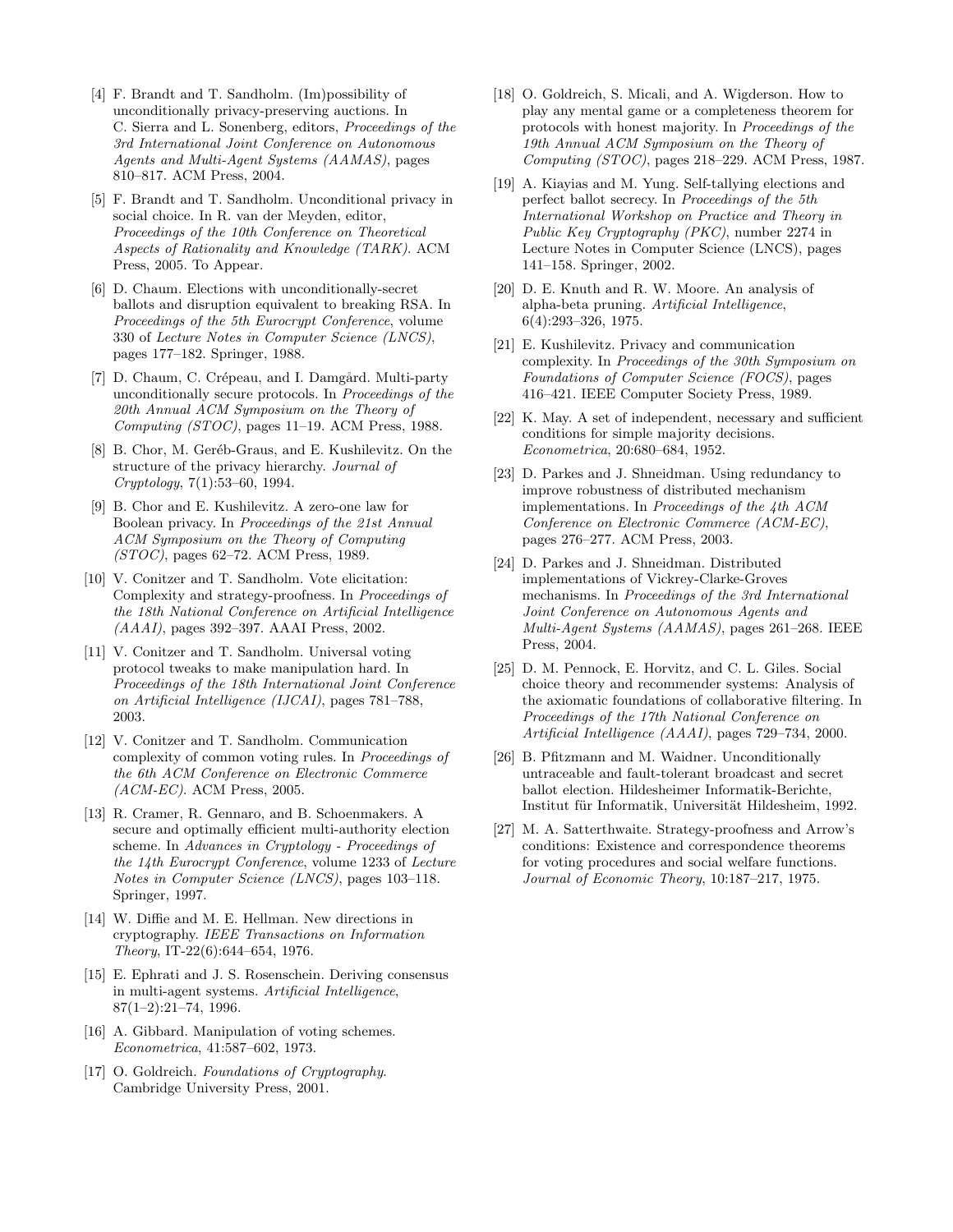[4] F. Brandt and T. Sandholm. (Im)possibility of unconditionally privacy-preserving auctions. In C. Sierra and L. Sonenberg, editors, *Proceedings of the 3rd International Joint Conference on Autonomous Agents and Multi-Agent Systems (AAMAS)*, pages 810–817. ACM Press, 2004.

[5] F. Brandt and T. Sandholm. Unconditional privacy in social choice. In R. van der Meyden, editor, *Proceedings of the 10th Conference on Theoretical Aspects of Rationality and Knowledge (TARK)*. ACM Press, 2005. To Appear.

[6] D. Chaum. Elections with unconditionally-secret ballots and disruption equivalent to breaking RSA. In *Proceedings of the 5th Eurocrypt Conference*, volume 330 of *Lecture Notes in Computer Science (LNCS)*, pages 177–182. Springer, 1988.

[7] D. Chaum, C. Crépeau, and I. Damgård. Multi-party unconditionally secure protocols. In *Proceedings of the 20th Annual ACM Symposium on the Theory of Computing (STOC)*, pages 11–19. ACM Press, 1988.

[8] B. Chor, M. Geréb-Graus, and E. Kushilevitz. On the structure of the privacy hierarchy. *Journal of Cryptology*, 7(1):53–60, 1994.

[9] B. Chor and E. Kushilevitz. A zero-one law for Boolean privacy. In *Proceedings of the 21st Annual ACM Symposium on the Theory of Computing (STOC)*, pages 62–72. ACM Press, 1989.

[10] V. Conitzer and T. Sandholm. Vote elicitation: Complexity and strategy-proofness. In *Proceedings of the 18th National Conference on Artificial Intelligence (AAAI)*, pages 392–397. AAAI Press, 2002.

[11] V. Conitzer and T. Sandholm. Universal voting protocol tweaks to make manipulation hard. In *Proceedings of the 18th International Joint Conference on Artificial Intelligence (IJCAI)*, pages 781–788, 2003.

[12] V. Conitzer and T. Sandholm. Communication complexity of common voting rules. In *Proceedings of the 6th ACM Conference on Electronic Commerce (ACM-EC)*. ACM Press, 2005.

[13] R. Cramer, R. Gennaro, and B. Schoenmakers. A secure and optimally efficient multi-authority election scheme. In *Advances in Cryptology - Proceedings of the 14th Eurocrypt Conference*, volume 1233 of *Lecture Notes in Computer Science (LNCS)*, pages 103–118. Springer, 1997.

[14] W. Diffie and M. E. Hellman. New directions in cryptography. *IEEE Transactions on Information Theory*, IT-22(6):644–654, 1976.

[15] E. Ephrati and J. S. Rosenschein. Deriving consensus in multi-agent systems. *Artificial Intelligence*, 87(1–2):21–74, 1996.

[16] A. Gibbard. Manipulation of voting schemes. *Econometrica*, 41:587–602, 1973.

[17] O. Goldreich. *Foundations of Cryptography*. Cambridge University Press, 2001.

[18] O. Goldreich, S. Micali, and A. Wigderson. How to play any mental game or a completeness theorem for protocols with honest majority. In *Proceedings of the 19th Annual ACM Symposium on the Theory of Computing (STOC)*, pages 218–229. ACM Press, 1987.

[19] A. Kiayias and M. Yung. Self-tallying elections and perfect ballot secrecy. In *Proceedings of the 5th International Workshop on Practice and Theory in Public Key Cryptography (PKC)*, number 2274 in Lecture Notes in Computer Science (LNCS), pages 141–158. Springer, 2002.

[20] D. E. Knuth and R. W. Moore. An analysis of alpha-beta pruning. *Artificial Intelligence*, 6(4):293–326, 1975.

[21] E. Kushilevitz. Privacy and communication complexity. In *Proceedings of the 30th Symposium on Foundations of Computer Science (FOCS)*, pages 416–421. IEEE Computer Society Press, 1989.

[22] K. May. A set of independent, necessary and sufficient conditions for simple majority decisions. *Econometrica*, 20:680–684, 1952.

[23] D. Parkes and J. Shneidman. Using redundancy to improve robustness of distributed mechanism implementations. In *Proceedings of the 4th ACM Conference on Electronic Commerce (ACM-EC)*, pages 276–277. ACM Press, 2003.

[24] D. Parkes and J. Shneidman. Distributed implementations of Vickrey-Clarke-Groves mechanisms. In *Proceedings of the 3rd International Joint Conference on Autonomous Agents and Multi-Agent Systems (AAMAS)*, pages 261–268. IEEE Press, 2004.

[25] D. M. Pennock, E. Horvitz, and C. L. Giles. Social choice theory and recommender systems: Analysis of the axiomatic foundations of collaborative filtering. In *Proceedings of the 17th National Conference on Artificial Intelligence (AAAI)*, pages 729–734, 2000.

[26] B. Pfitzmann and M. Waidner. Unconditionally untraceable and fault-tolerant broadcast and secret ballot election. Hildesheimer Informatik-Berichte, Institut für Informatik, Universität Hildesheim, 1992.

[27] M. A. Satterthwaite. Strategy-proofness and Arrow's conditions: Existence and correspondence theorems for voting procedures and social welfare functions. *Journal of Economic Theory*, 10:187–217, 1975.